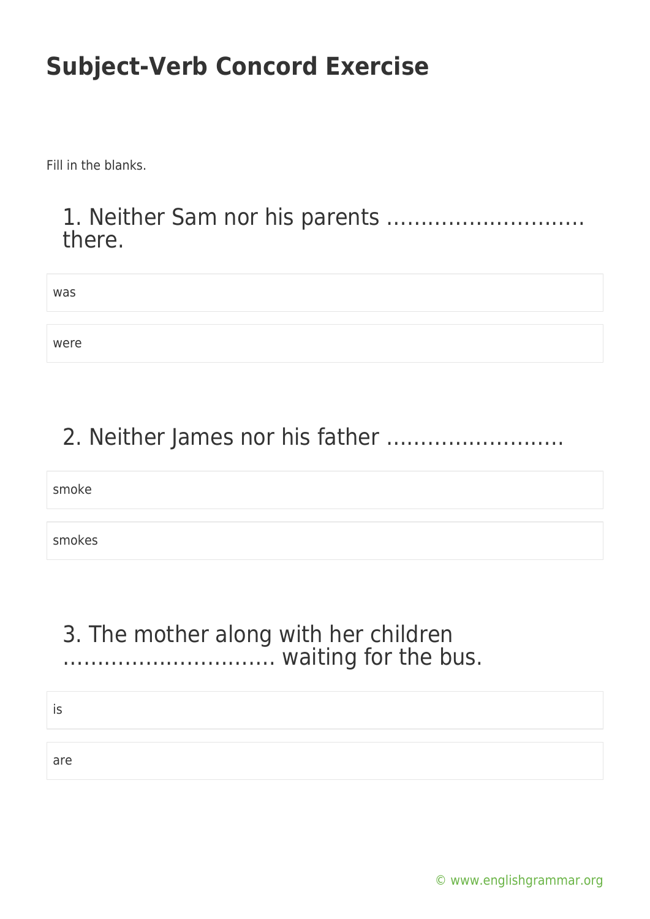# Subject-Verb Concord Exercise

Fill in the blanks.

## 1. Neither Sam nor his parents ………………………. there.

was

were

## 2. Neither James nor his father …………………….

smoke

smokes

## 3. The mother along with her children …………………………. waiting for the bus.

is

are

© www.englishgrammar.org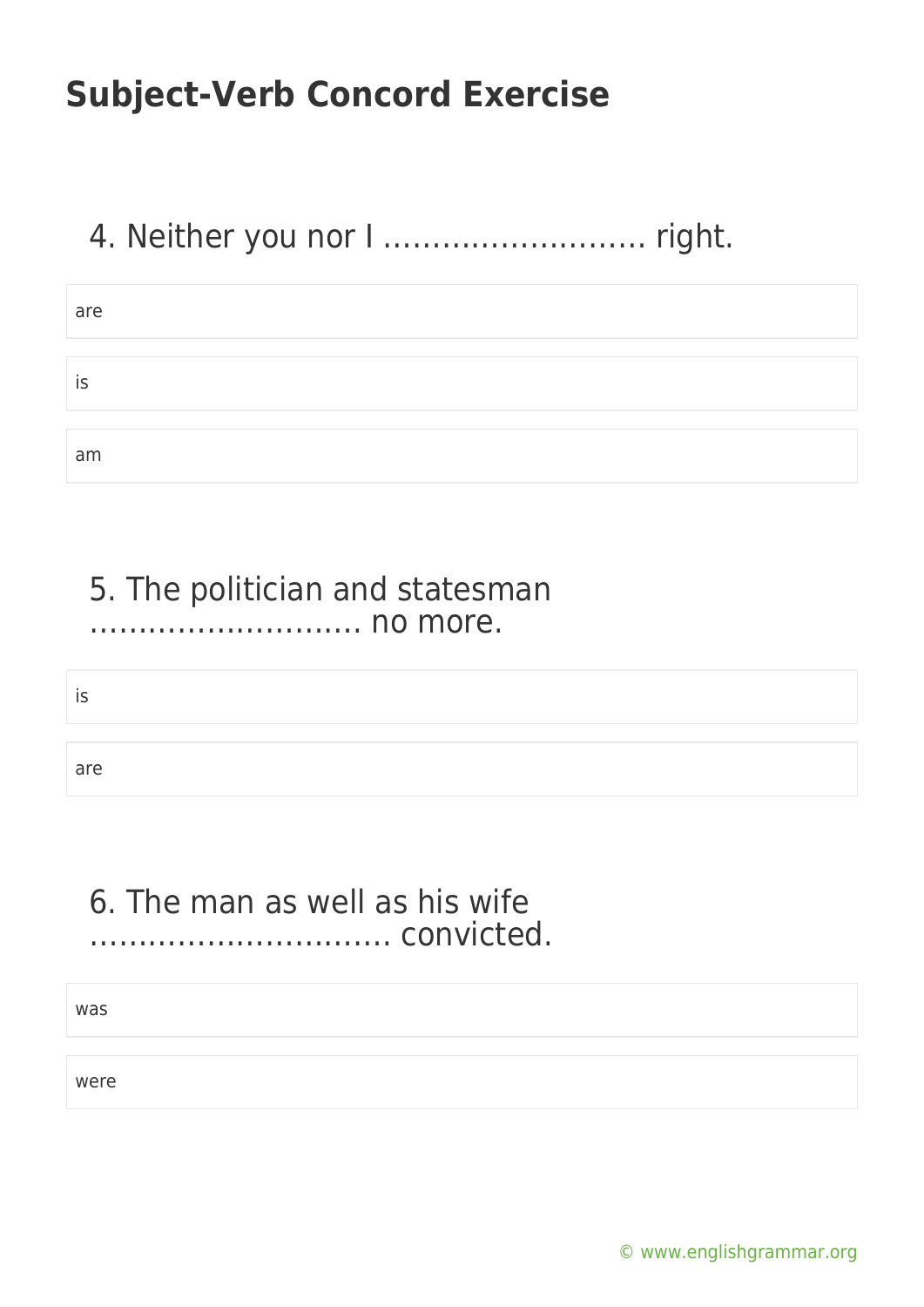# Subject-Verb Concord Exercise

4. Neither you nor I ……………………… right.

- are
- is
- am

5. The politician and statesman ………………………. no more.

- is
- are

6. The man as well as his wife …………………………. convicted.

- was
- were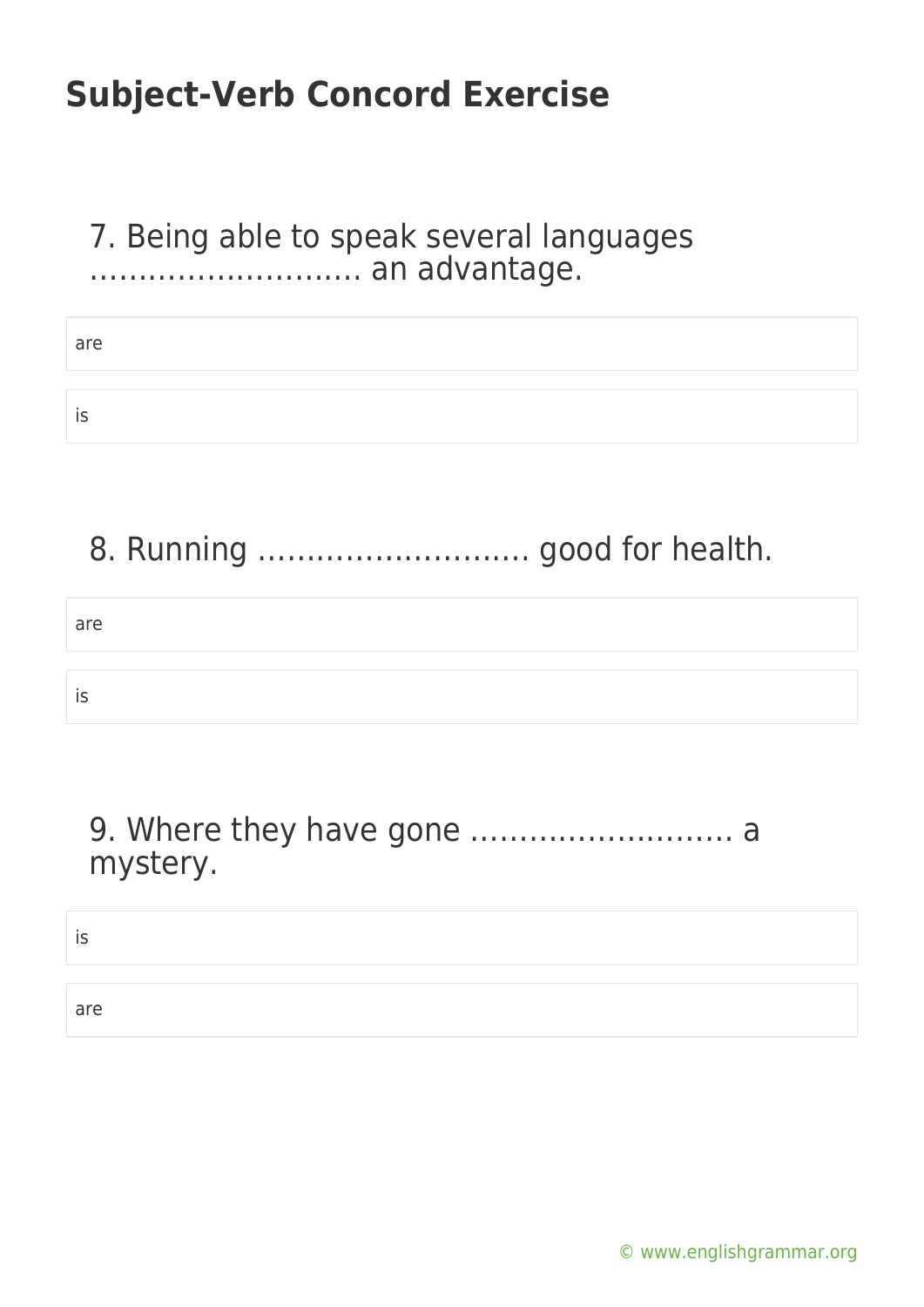# Subject-Verb Concord Exercise

7. Being able to speak several languages ………………………. an advantage.

- are
- is

8. Running ………………………. good for health.

- are
- is

9. Where they have gone ………………………. a mystery.

- is
- are

© www.englishgrammar.org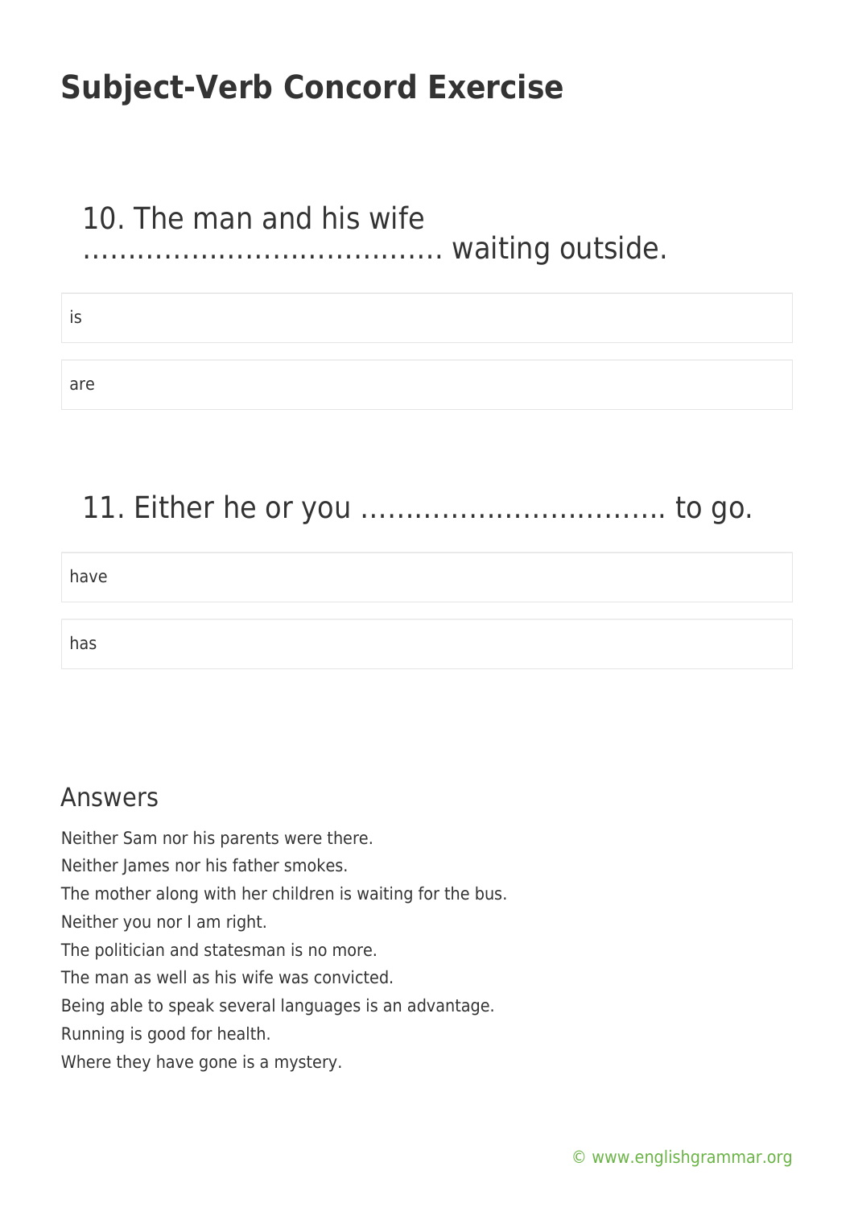# Subject-Verb Concord Exercise

## 10. The man and his wife …………………………………. waiting outside.

is

are

## 11. Either he or you ……………………………. to go.

have

has

## Answers

Neither Sam nor his parents were there.

Neither James nor his father smokes.

The mother along with her children is waiting for the bus.

Neither you nor I am right.

The politician and statesman is no more.

The man as well as his wife was convicted.

Being able to speak several languages is an advantage.

Running is good for health.

Where they have gone is a mystery.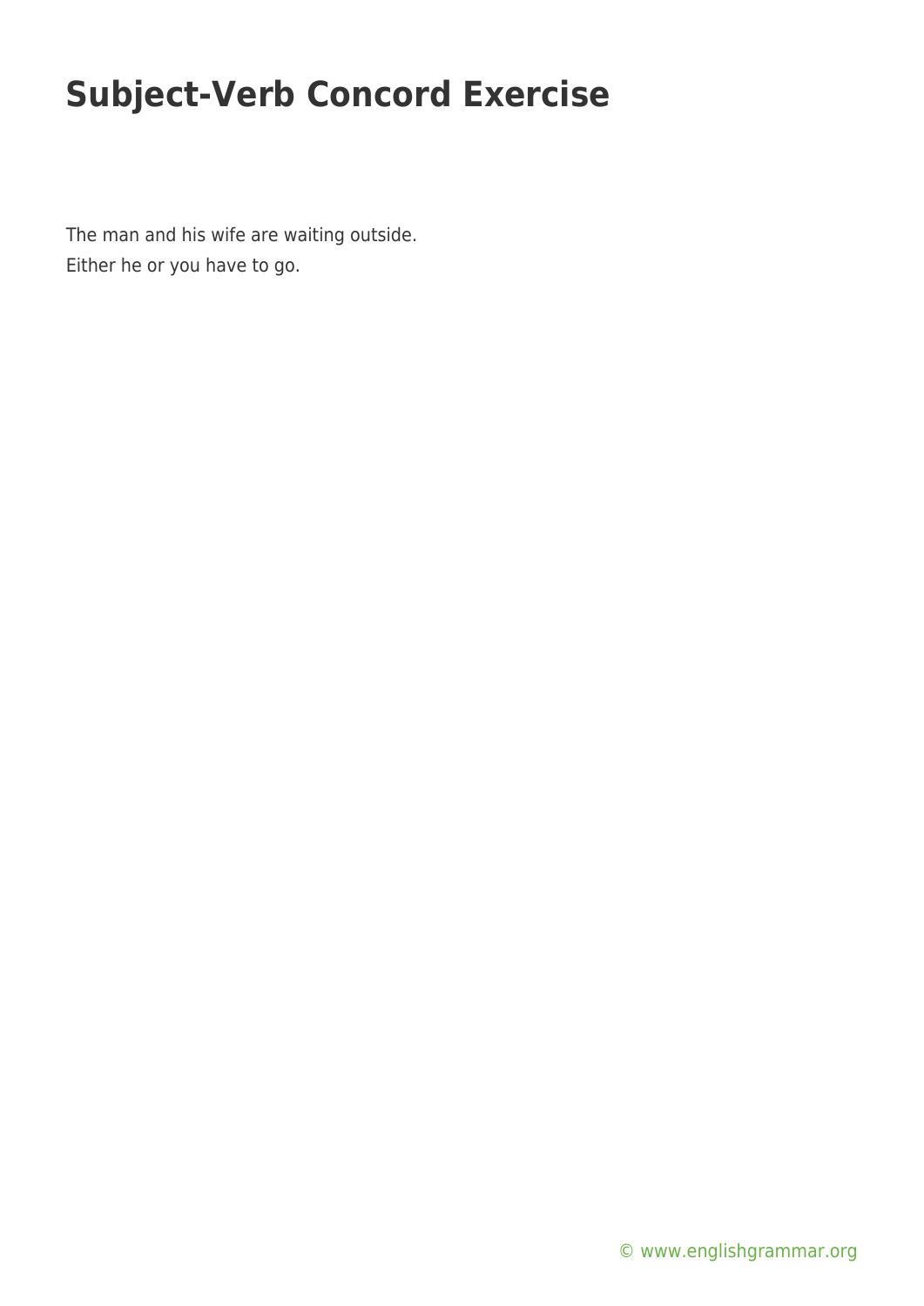# Subject-Verb Concord Exercise

The man and his wife are waiting outside.

Either he or you have to go.